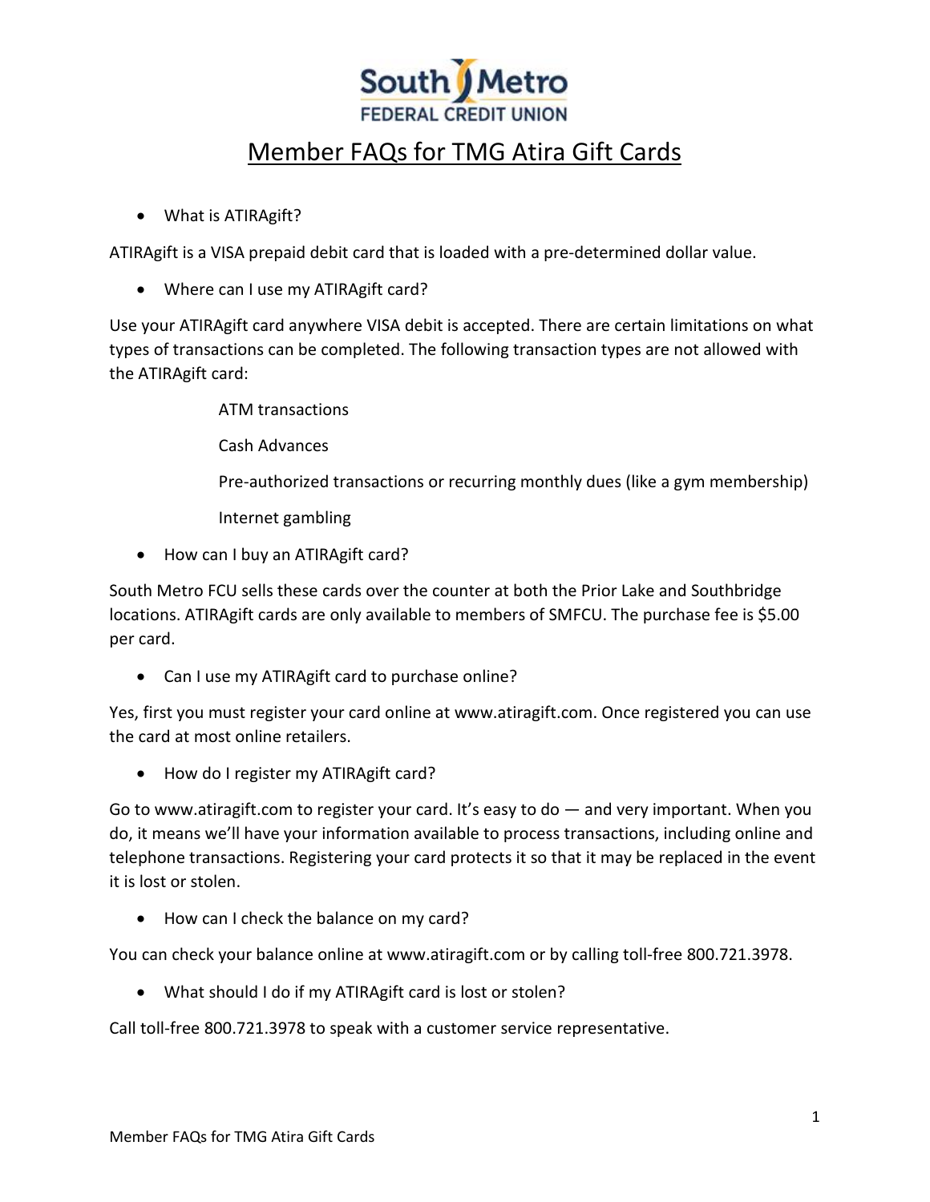South Metro FEDERAL CREDIT UNION

# Member FAQs for TMG Atira Gift Cards

- What is ATIRAgift?

ATIRAgift is a VISA prepaid debit card that is loaded with a pre-determined dollar value.

- Where can I use my ATIRAgift card?

Use your ATIRAgift card anywhere VISA debit is accepted. There are certain limitations on what types of transactions can be completed. The following transaction types are not allowed with the ATIRAgift card:

ATM transactions

Cash Advances

Pre-authorized transactions or recurring monthly dues (like a gym membership)

Internet gambling

- How can I buy an ATIRAgift card?

South Metro FCU sells these cards over the counter at both the Prior Lake and Southbridge locations. ATIRAgift cards are only available to members of SMFCU. The purchase fee is $5.00 per card.

- Can I use my ATIRAgift card to purchase online?

Yes, first you must register your card online at www.atiragift.com. Once registered you can use the card at most online retailers.

- How do I register my ATIRAgift card?

Go to www.atiragift.com to register your card. It's easy to do — and very important. When you do, it means we'll have your information available to process transactions, including online and telephone transactions. Registering your card protects it so that it may be replaced in the event it is lost or stolen.

- How can I check the balance on my card?

You can check your balance online at www.atiragift.com or by calling toll-free 800.721.3978.

- What should I do if my ATIRAgift card is lost or stolen?

Call toll-free 800.721.3978 to speak with a customer service representative.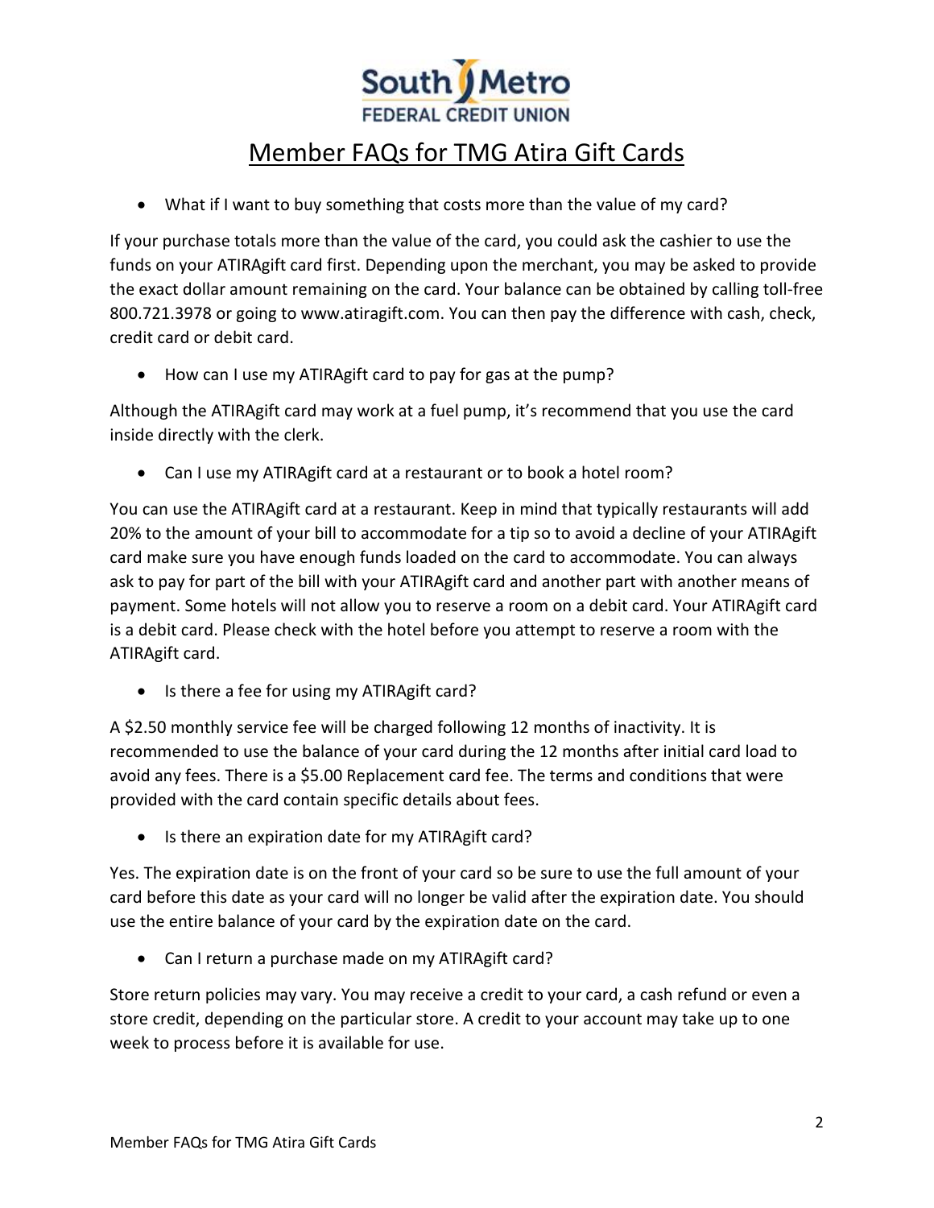# Member FAQs for TMG Atira Gift Cards

- What if I want to buy something that costs more than the value of my card?

If your purchase totals more than the value of the card, you could ask the cashier to use the funds on your ATIRAgift card first. Depending upon the merchant, you may be asked to provide the exact dollar amount remaining on the card. Your balance can be obtained by calling toll-free 800.721.3978 or going to www.atiragift.com. You can then pay the difference with cash, check, credit card or debit card.

- How can I use my ATIRAgift card to pay for gas at the pump?

Although the ATIRAgift card may work at a fuel pump, it's recommend that you use the card inside directly with the clerk.

- Can I use my ATIRAgift card at a restaurant or to book a hotel room?

You can use the ATIRAgift card at a restaurant. Keep in mind that typically restaurants will add 20% to the amount of your bill to accommodate for a tip so to avoid a decline of your ATIRAgift card make sure you have enough funds loaded on the card to accommodate. You can always ask to pay for part of the bill with your ATIRAgift card and another part with another means of payment. Some hotels will not allow you to reserve a room on a debit card. Your ATIRAgift card is a debit card. Please check with the hotel before you attempt to reserve a room with the ATIRAgift card.

- Is there a fee for using my ATIRAgift card?

A $2.50 monthly service fee will be charged following 12 months of inactivity. It is recommended to use the balance of your card during the 12 months after initial card load to avoid any fees. There is a $5.00 Replacement card fee. The terms and conditions that were provided with the card contain specific details about fees.

- Is there an expiration date for my ATIRAgift card?

Yes. The expiration date is on the front of your card so be sure to use the full amount of your card before this date as your card will no longer be valid after the expiration date. You should use the entire balance of your card by the expiration date on the card.

- Can I return a purchase made on my ATIRAgift card?

Store return policies may vary. You may receive a credit to your card, a cash refund or even a store credit, depending on the particular store. A credit to your account may take up to one week to process before it is available for use.